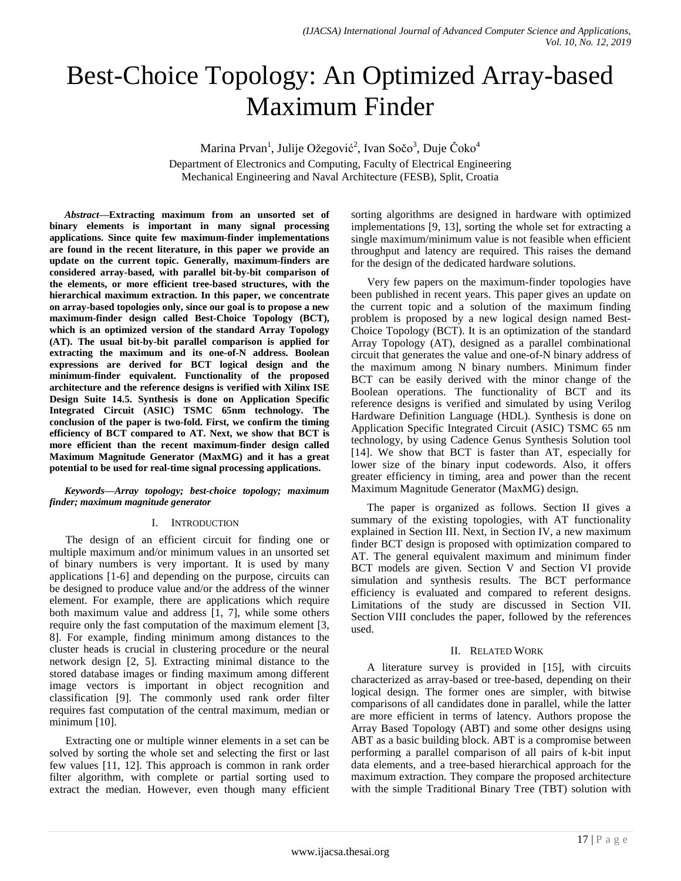# Best-Choice Topology: An Optimized Array-based Maximum Finder

Marina Prvan[1], Julije Ožegović[2], Ivan Sočo[3], Duje Čoko[4]

Department of Electronics and Computing, Faculty of Electrical Engineering
Mechanical Engineering and Naval Architecture (FESB), Split, Croatia

***Abstract*—Extracting maximum from an unsorted set of binary elements is important in many signal processing applications. Since quite few maximum-finder implementations are found in the recent literature, in this paper we provide an update on the current topic. Generally, maximum-finders are considered array-based, with parallel bit-by-bit comparison of the elements, or more efficient tree-based structures, with the hierarchical maximum extraction. In this paper, we concentrate on array-based topologies only, since our goal is to propose a new maximum-finder design called Best-Choice Topology (BCT), which is an optimized version of the standard Array Topology (AT). The usual bit-by-bit parallel comparison is applied for extracting the maximum and its one-of-N address. Boolean expressions are derived for BCT logical design and the minimum-finder equivalent. Functionality of the proposed architecture and the reference designs is verified with Xilinx ISE Design Suite 14.5. Synthesis is done on Application Specific Integrated Circuit (ASIC) TSMC 65nm technology. The conclusion of the paper is two-fold. First, we confirm the timing efficiency of BCT compared to AT. Next, we show that BCT is more efficient than the recent maximum-finder design called Maximum Magnitude Generator (MaxMG) and it has a great potential to be used for real-time signal processing applications.**

***Keywords*—Array topology; best-choice topology; maximum finder; maximum magnitude generator**

## I. Introduction

The design of an efficient circuit for finding one or multiple maximum and/or minimum values in an unsorted set of binary numbers is very important. It is used by many applications [1-6] and depending on the purpose, circuits can be designed to produce value and/or the address of the winner element. For example, there are applications which require both maximum value and address [1, 7], while some others require only the fast computation of the maximum element [3, 8]. For example, finding minimum among distances to the cluster heads is crucial in clustering procedure or the neural network design [2, 5]. Extracting minimal distance to the stored database images or finding maximum among different image vectors is important in object recognition and classification [9]. The commonly used rank order filter requires fast computation of the central maximum, median or minimum [10].

Extracting one or multiple winner elements in a set can be solved by sorting the whole set and selecting the first or last few values [11, 12]. This approach is common in rank order filter algorithm, with complete or partial sorting used to extract the median. However, even though many efficient sorting algorithms are designed in hardware with optimized implementations [9, 13], sorting the whole set for extracting a single maximum/minimum value is not feasible when efficient throughput and latency are required. This raises the demand for the design of the dedicated hardware solutions.

Very few papers on the maximum-finder topologies have been published in recent years. This paper gives an update on the current topic and a solution of the maximum finding problem is proposed by a new logical design named Best-Choice Topology (BCT). It is an optimization of the standard Array Topology (AT), designed as a parallel combinational circuit that generates the value and one-of-N binary address of the maximum among N binary numbers. Minimum finder BCT can be easily derived with the minor change of the Boolean operations. The functionality of BCT and its reference designs is verified and simulated by using Verilog Hardware Definition Language (HDL). Synthesis is done on Application Specific Integrated Circuit (ASIC) TSMC 65 nm technology, by using Cadence Genus Synthesis Solution tool [14]. We show that BCT is faster than AT, especially for lower size of the binary input codewords. Also, it offers greater efficiency in timing, area and power than the recent Maximum Magnitude Generator (MaxMG) design.

The paper is organized as follows. Section II gives a summary of the existing topologies, with AT functionality explained in Section III. Next, in Section IV, a new maximum finder BCT design is proposed with optimization compared to AT. The general equivalent maximum and minimum finder BCT models are given. Section V and Section VI provide simulation and synthesis results. The BCT performance efficiency is evaluated and compared to referent designs. Limitations of the study are discussed in Section VII. Section VIII concludes the paper, followed by the references used.

## II. Related Work

A literature survey is provided in [15], with circuits characterized as array-based or tree-based, depending on their logical design. The former ones are simpler, with bitwise comparisons of all candidates done in parallel, while the latter are more efficient in terms of latency. Authors propose the Array Based Topology (ABT) and some other designs using ABT as a basic building block. ABT is a compromise between performing a parallel comparison of all pairs of k-bit input data elements, and a tree-based hierarchical approach for the maximum extraction. They compare the proposed architecture with the simple Traditional Binary Tree (TBT) solution with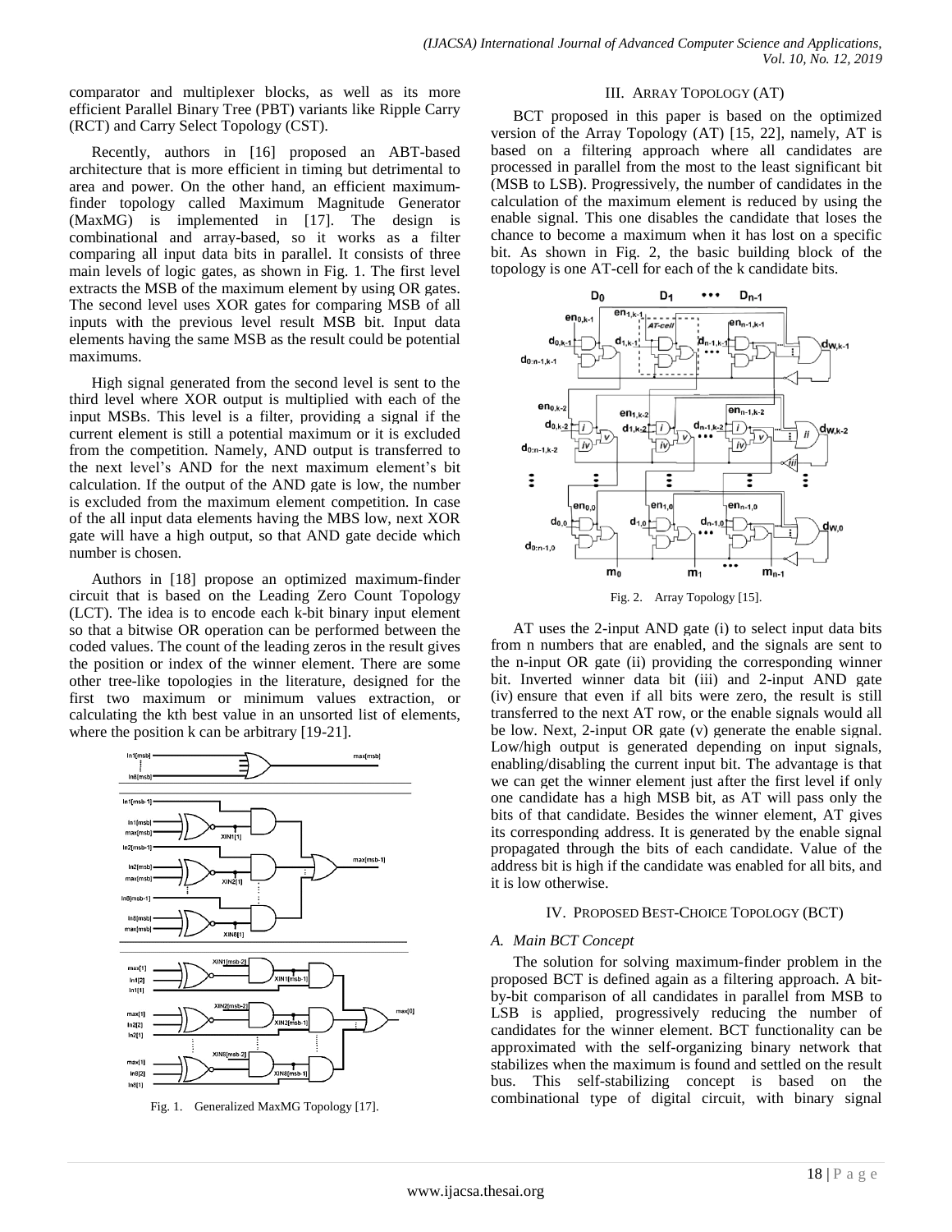comparator and multiplexer blocks, as well as its more efficient Parallel Binary Tree (PBT) variants like Ripple Carry (RCT) and Carry Select Topology (CST).

Recently, authors in [16] proposed an ABT-based architecture that is more efficient in timing but detrimental to area and power. On the other hand, an efficient maximum-finder topology called Maximum Magnitude Generator (MaxMG) is implemented in [17]. The design is combinational and array-based, so it works as a filter comparing all input data bits in parallel. It consists of three main levels of logic gates, as shown in Fig. 1. The first level extracts the MSB of the maximum element by using OR gates. The second level uses XOR gates for comparing MSB of all inputs with the previous level result MSB bit. Input data elements having the same MSB as the result could be potential maximums.

High signal generated from the second level is sent to the third level where XOR output is multiplied with each of the input MSBs. This level is a filter, providing a signal if the current element is still a potential maximum or it is excluded from the competition. Namely, AND output is transferred to the next level's AND for the next maximum element's bit calculation. If the output of the AND gate is low, the number is excluded from the maximum element competition. In case of the all input data elements having the MBS low, next XOR gate will have a high output, so that AND gate decide which number is chosen.

Authors in [18] propose an optimized maximum-finder circuit that is based on the Leading Zero Count Topology (LCT). The idea is to encode each k-bit binary input element so that a bitwise OR operation can be performed between the coded values. The count of the leading zeros in the result gives the position or index of the winner element. There are some other tree-like topologies in the literature, designed for the first two maximum or minimum values extraction, or calculating the kth best value in an unsorted list of elements, where the position k can be arbitrary [19-21].

Fig. 1. Generalized MaxMG Topology [17].

## III. Array Topology (AT)

BCT proposed in this paper is based on the optimized version of the Array Topology (AT) [15, 22], namely, AT is based on a filtering approach where all candidates are processed in parallel from the most to the least significant bit (MSB to LSB). Progressively, the number of candidates in the calculation of the maximum element is reduced by using the enable signal. This one disables the candidate that loses the chance to become a maximum when it has lost on a specific bit. As shown in Fig. 2, the basic building block of the topology is one AT-cell for each of the k candidate bits.

Fig. 2. Array Topology [15].

AT uses the 2-input AND gate (i) to select input data bits from n numbers that are enabled, and the signals are sent to the n-input OR gate (ii) providing the corresponding winner bit. Inverted winner data bit (iii) and 2-input AND gate (iv) ensure that even if all bits were zero, the result is still transferred to the next AT row, or the enable signals would all be low. Next, 2-input OR gate (v) generate the enable signal. Low/high output is generated depending on input signals, enabling/disabling the current input bit. The advantage is that we can get the winner element just after the first level if only one candidate has a high MSB bit, as AT will pass only the bits of that candidate. Besides the winner element, AT gives its corresponding address. It is generated by the enable signal propagated through the bits of each candidate. Value of the address bit is high if the candidate was enabled for all bits, and it is low otherwise.

## IV. Proposed Best-Choice Topology (BCT)

### A. Main BCT Concept

The solution for solving maximum-finder problem in the proposed BCT is defined again as a filtering approach. A bit-by-bit comparison of all candidates in parallel from MSB to LSB is applied, progressively reducing the number of candidates for the winner element. BCT functionality can be approximated with the self-organizing binary network that stabilizes when the maximum is found and settled on the result bus. This self-stabilizing concept is based on the combinational type of digital circuit, with binary signal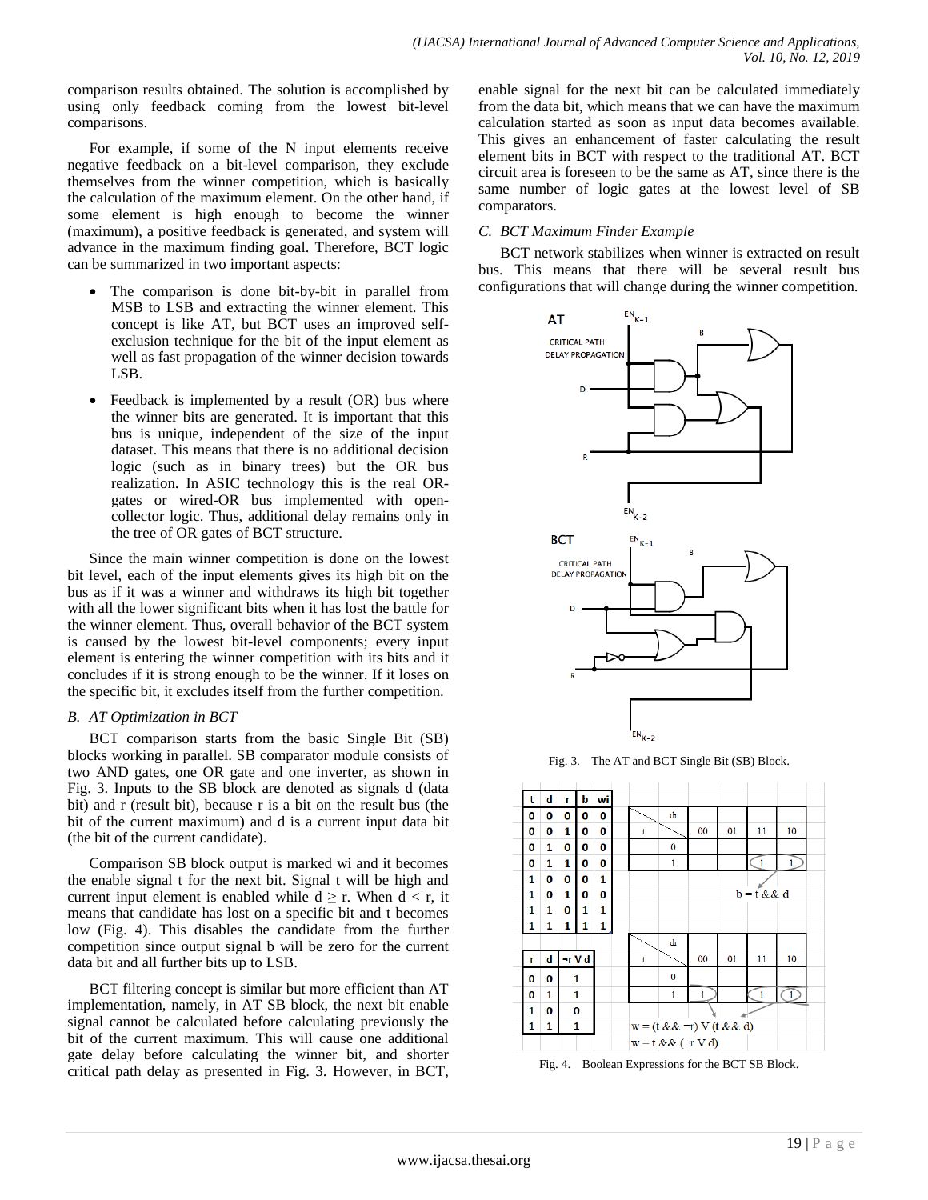comparison results obtained. The solution is accomplished by using only feedback coming from the lowest bit-level comparisons.

For example, if some of the N input elements receive negative feedback on a bit-level comparison, they exclude themselves from the winner competition, which is basically the calculation of the maximum element. On the other hand, if some element is high enough to become the winner (maximum), a positive feedback is generated, and system will advance in the maximum finding goal. Therefore, BCT logic can be summarized in two important aspects:

- The comparison is done bit-by-bit in parallel from MSB to LSB and extracting the winner element. This concept is like AT, but BCT uses an improved self-exclusion technique for the bit of the input element as well as fast propagation of the winner decision towards LSB.
- Feedback is implemented by a result (OR) bus where the winner bits are generated. It is important that this bus is unique, independent of the size of the input dataset. This means that there is no additional decision logic (such as in binary trees) but the OR bus realization. In ASIC technology this is the real OR-gates or wired-OR bus implemented with open-collector logic. Thus, additional delay remains only in the tree of OR gates of BCT structure.

Since the main winner competition is done on the lowest bit level, each of the input elements gives its high bit on the bus as if it was a winner and withdraws its high bit together with all the lower significant bits when it has lost the battle for the winner element. Thus, overall behavior of the BCT system is caused by the lowest bit-level components; every input element is entering the winner competition with its bits and it concludes if it is strong enough to be the winner. If it loses on the specific bit, it excludes itself from the further competition.

### B. AT Optimization in BCT

BCT comparison starts from the basic Single Bit (SB) blocks working in parallel. SB comparator module consists of two AND gates, one OR gate and one inverter, as shown in Fig. 3. Inputs to the SB block are denoted as signals d (data bit) and r (result bit), because r is a bit on the result bus (the bit of the current maximum) and d is a current input data bit (the bit of the current candidate).

Comparison SB block output is marked wi and it becomes the enable signal t for the next bit. Signal t will be high and current input element is enabled while $d \geq r$. When $d < r$, it means that candidate has lost on a specific bit and t becomes low (Fig. 4). This disables the candidate from the further competition since output signal b will be zero for the current data bit and all further bits up to LSB.

BCT filtering concept is similar but more efficient than AT implementation, namely, in AT SB block, the next bit enable signal cannot be calculated before calculating previously the bit of the current maximum. This will cause one additional gate delay before calculating the winner bit, and shorter critical path delay as presented in Fig. 3. However, in BCT, enable signal for the next bit can be calculated immediately from the data bit, which means that we can have the maximum calculation started as soon as input data becomes available. This gives an enhancement of faster calculating the result element bits in BCT with respect to the traditional AT. BCT circuit area is foreseen to be the same as AT, since there is the same number of logic gates at the lowest level of SB comparators.

### C. BCT Maximum Finder Example

BCT network stabilizes when winner is extracted on result bus. This means that there will be several result bus configurations that will change during the winner competition.

AT
$EN_{K-1}$
CRITICAL PATH DELAY PROPAGATION
B
D
R
$EN_{K-2}$

BCT
$EN_{K-1}$
CRITICAL PATH DELAY PROPAGATION
B
D
R
$EN_{K-2}$

Fig. 3. The AT and BCT Single Bit (SB) Block.

| t | d | r | b | wi |
|---|---|---|---|---|
| 0 | 0 | 0 | 0 | 0 |
| 0 | 0 | 1 | 0 | 0 |
| 0 | 1 | 0 | 0 | 0 |
| 0 | 1 | 1 | 0 | 0 |
| 1 | 0 | 0 | 0 | 1 |
| 1 | 0 | 1 | 0 | 0 |
| 1 | 1 | 0 | 1 | 1 |
| 1 | 1 | 1 | 1 | 1 |

| t \ dr | 00 | 01 | 11 | 10 |
|---|---|---|---|---|
| 0 | | | | |
| 1 | | | 1 | 1 |

$b = t \&\& d$

| r | d | ¬r V d |
|---|---|---|
| 0 | 0 | 1 |
| 0 | 1 | 1 |
| 1 | 0 | 0 |
| 1 | 1 | 1 |

| t \ dr | 00 | 01 | 11 | 10 |
|---|---|---|---|---|
| 0 | | | | |
| 1 | 1 | | 1 | 1 |

$w = (t \&\& \neg r) \vee (t \&\& d)$

$w = t \&\& (\neg r \vee d)$

Fig. 4. Boolean Expressions for the BCT SB Block.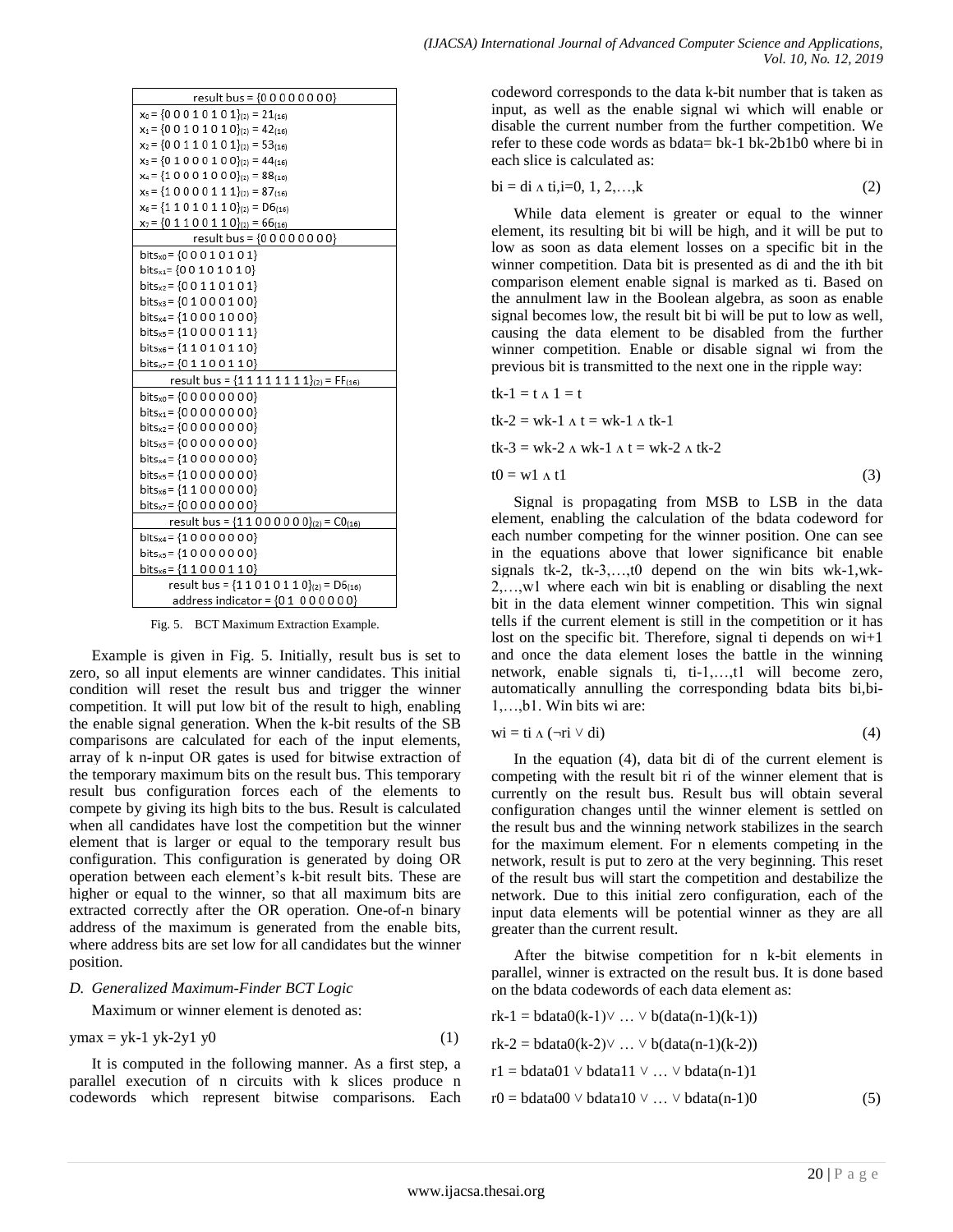| result bus = {0 0 0 0 0 0 0 0} |
| --- |
| $x_0$ = {0 0 0 1 0 1 0 1}$_{(2)}$ = 21$_{(16)}$ |
| $x_1$ = {0 0 1 0 1 0 1 0}$_{(2)}$ = 42$_{(16)}$ |
| $x_2$ = {0 0 1 1 0 1 0 1}$_{(2)}$ = 53$_{(16)}$ |
| $x_3$ = {0 1 0 0 0 1 0 0}$_{(2)}$ = 44$_{(16)}$ |
| $x_4$ = {1 0 0 0 1 0 0 0}$_{(2)}$ = 88$_{(16)}$ |
| $x_5$ = {1 0 0 0 0 1 1 1}$_{(2)}$ = 87$_{(16)}$ |
| $x_6$ = {1 1 0 1 0 1 1 0}$_{(2)}$ = D6$_{(16)}$ |
| $x_7$ = {0 1 1 0 0 1 1 0}$_{(2)}$ = 66$_{(16)}$ |
| result bus = {0 0 0 0 0 0 0 0} |
| $bits_{x0}$ = {0 0 0 1 0 1 0 1} |
| $bits_{x1}$ = {0 0 1 0 1 0 1 0} |
| $bits_{x2}$ = {0 0 1 1 0 1 0 1} |
| $bits_{x3}$ = {0 1 0 0 0 1 0 0} |
| $bits_{x4}$ = {1 0 0 0 1 0 0 0} |
| $bits_{x5}$ = {1 0 0 0 0 1 1 1} |
| $bits_{x6}$ = {1 1 0 1 0 1 1 0} |
| $bits_{x7}$ = {0 1 1 0 0 1 1 0} |
| result bus = {1 1 1 1 1 1 1 1}$_{(2)}$ = FF$_{(16)}$ |
| $bits_{x0}$ = {0 0 0 0 0 0 0 0} |
| $bits_{x1}$ = {0 0 0 0 0 0 0 0} |
| $bits_{x2}$ = {0 0 0 0 0 0 0 0} |
| $bits_{x3}$ = {0 0 0 0 0 0 0 0} |
| $bits_{x4}$ = {1 0 0 0 0 0 0 0} |
| $bits_{x5}$ = {1 0 0 0 0 0 0 0} |
| $bits_{x6}$ = {1 1 0 0 0 0 0 0} |
| $bits_{x7}$ = {0 0 0 0 0 0 0 0} |
| result bus = {1 1 0 0 0 0 0 0}$_{(2)}$ = C0$_{(16)}$ |
| $bits_{x4}$ = {1 0 0 0 0 0 0 0} |
| $bits_{x5}$ = {1 0 0 0 0 0 0 0} |
| $bits_{x6}$ = {1 1 0 0 0 1 1 0} |
| result bus = {1 1 0 1 0 1 1 0}$_{(2)}$ = D6$_{(16)}$ |
| address indicator = {0 1 0 0 0 0 0 0} |

Fig. 5. BCT Maximum Extraction Example.

Example is given in Fig. 5. Initially, result bus is set to zero, so all input elements are winner candidates. This initial condition will reset the result bus and trigger the winner competition. It will put low bit of the result to high, enabling the enable signal generation. When the k-bit results of the SB comparisons are calculated for each of the input elements, array of k n-input OR gates is used for bitwise extraction of the temporary maximum bits on the result bus. This temporary result bus configuration forces each of the elements to compete by giving its high bits to the bus. Result is calculated when all candidates have lost the competition but the winner element that is larger or equal to the temporary result bus configuration. This configuration is generated by doing OR operation between each element's k-bit result bits. These are higher or equal to the winner, so that all maximum bits are extracted correctly after the OR operation. One-of-n binary address of the maximum is generated from the enable bits, where address bits are set low for all candidates but the winner position.

### D. Generalized Maximum-Finder BCT Logic

Maximum or winner element is denoted as:

$$y_{max} = y_{k-1}\ y_{k-2} y_1\ y_0 \tag{1}$$

It is computed in the following manner. As a first step, a parallel execution of n circuits with k slices produce n codewords which represent bitwise comparisons. Each codeword corresponds to the data k-bit number that is taken as input, as well as the enable signal wi which will enable or disable the current number from the further competition. We refer to these code words as bdata= bk-1 bk-2b1b0 where bi in each slice is calculated as:

$$b_i = d_i \wedge t_i, i=0, 1, 2,\ldots,k \tag{2}$$

While data element is greater or equal to the winner element, its resulting bit bi will be high, and it will be put to low as soon as data element losses on a specific bit in the winner competition. Data bit is presented as di and the ith bit comparison element enable signal is marked as ti. Based on the annulment law in the Boolean algebra, as soon as enable signal becomes low, the result bit bi will be put to low as well, causing the data element to be disabled from the further winner competition. Enable or disable signal wi from the previous bit is transmitted to the next one in the ripple way:

$$t_{k-1} = t \wedge 1 = t$$

$$t_{k-2} = w_{k-1} \wedge t = w_{k-1} \wedge t_{k-1}$$

$$t_{k-3} = w_{k-2} \wedge w_{k-1} \wedge t = w_{k-2} \wedge t_{k-2}$$

$$t_0 = w_1 \wedge t_1 \tag{3}$$

Signal is propagating from MSB to LSB in the data element, enabling the calculation of the bdata codeword for each number competing for the winner position. One can see in the equations above that lower significance bit enable signals tk-2, tk-3,…,t0 depend on the win bits wk-1,wk-2,…,w1 where each win bit is enabling or disabling the next bit in the data element winner competition. This win signal tells if the current element is still in the competition or it has lost on the specific bit. Therefore, signal ti depends on wi+1 and once the data element loses the battle in the winning network, enable signals ti, ti-1,…,t1 will become zero, automatically annulling the corresponding bdata bits bi,bi-1,…,b1. Win bits wi are:

$$w_i = t_i \wedge (\neg r_i \vee d_i) \tag{4}$$

In the equation (4), data bit di of the current element is competing with the result bit ri of the winner element that is currently on the result bus. Result bus will obtain several configuration changes until the winner element is settled on the result bus and the winning network stabilizes in the search for the maximum element. For n elements competing in the network, result is put to zero at the very beginning. This reset of the result bus will start the competition and destabilize the network. Due to this initial zero configuration, each of the input data elements will be potential winner as they are all greater than the current result.

After the bitwise competition for n k-bit elements in parallel, winner is extracted on the result bus. It is done based on the bdata codewords of each data element as:

$$r_{k-1} = bdata0_{(k-1)} \vee \ldots \vee b(data(n-1)(k-1))$$

$$r_{k-2} = bdata0_{(k-2)} \vee \ldots \vee b(data(n-1)(k-2))$$

$$r_1 = bdata0_1 \vee bdata1_1 \vee \ldots \vee bdata(n-1)_1$$

$$r_0 = bdata0_0 \vee bdata1_0 \vee \ldots \vee bdata(n-1)_0 \tag{5}$$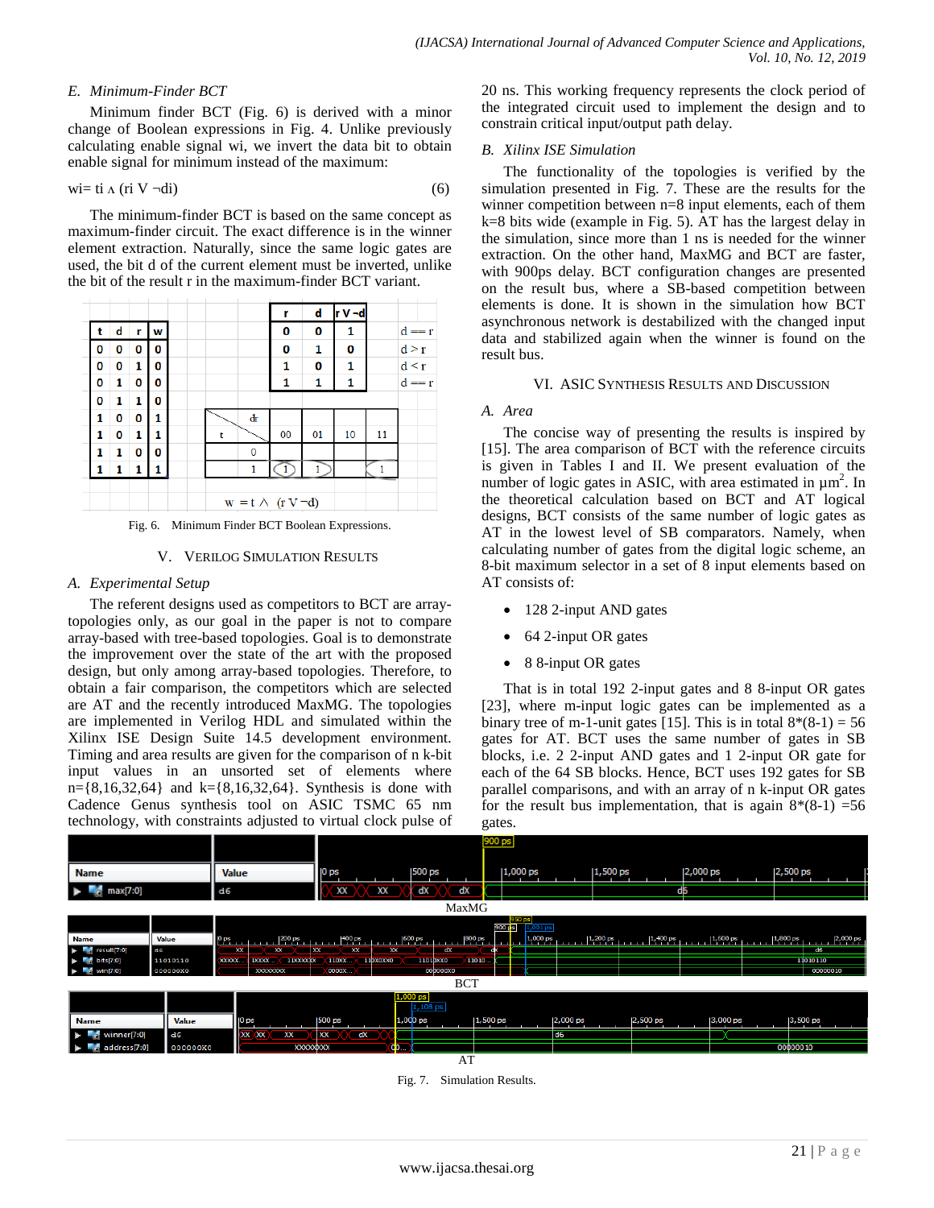### E. Minimum-Finder BCT

Minimum finder BCT (Fig. 6) is derived with a minor change of Boolean expressions in Fig. 4. Unlike previously calculating enable signal wi, we invert the data bit to obtain enable signal for minimum instead of the maximum:

$$w_i = t_i \wedge (r_i \vee \neg d_i) \quad (6)$$

The minimum-finder BCT is based on the same concept as maximum-finder circuit. The exact difference is in the winner element extraction. Naturally, since the same logic gates are used, the bit d of the current element must be inverted, unlike the bit of the result r in the maximum-finder BCT variant.

| t | d | r | w |
|---|---|---|---|
| 0 | 0 | 0 | 0 |
| 0 | 0 | 1 | 0 |
| 0 | 1 | 0 | 0 |
| 0 | 1 | 1 | 0 |
| 1 | 0 | 0 | 1 |
| 1 | 0 | 1 | 1 |
| 1 | 1 | 0 | 0 |
| 1 | 1 | 1 | 1 |

| r | d | r V ¬d | |
|---|---|---|---|
| 0 | 0 | 1 | d == r |
| 0 | 1 | 0 | d > r |
| 1 | 0 | 1 | d < r |
| 1 | 1 | 1 | d == r |

| t \ dr | 00 | 01 | 10 | 11 |
|---|---|---|---|---|
| 0 | | | | |
| 1 | 1 | 1 | | 1 |

$w = t \wedge (r \vee \neg d)$

Fig. 6. Minimum Finder BCT Boolean Expressions.

## V. Verilog Simulation Results

### A. Experimental Setup

The referent designs used as competitors to BCT are array-topologies only, as our goal in the paper is not to compare array-based with tree-based topologies. Goal is to demonstrate the improvement over the state of the art with the proposed design, but only among array-based topologies. Therefore, to obtain a fair comparison, the competitors which are selected are AT and the recently introduced MaxMG. The topologies are implemented in Verilog HDL and simulated within the Xilinx ISE Design Suite 14.5 development environment. Timing and area results are given for the comparison of n k-bit input values in an unsorted set of elements where n={8,16,32,64} and k={8,16,32,64}. Synthesis is done with Cadence Genus synthesis tool on ASIC TSMC 65 nm technology, with constraints adjusted to virtual clock pulse of 20 ns. This working frequency represents the clock period of the integrated circuit used to implement the design and to constrain critical input/output path delay.

### B. Xilinx ISE Simulation

The functionality of the topologies is verified by the simulation presented in Fig. 7. These are the results for the winner competition between n=8 input elements, each of them k=8 bits wide (example in Fig. 5). AT has the largest delay in the simulation, since more than 1 ns is needed for the winner extraction. On the other hand, MaxMG and BCT are faster, with 900ps delay. BCT configuration changes are presented on the result bus, where a SB-based competition between elements is done. It is shown in the simulation how BCT asynchronous network is destabilized with the changed input data and stabilized again when the winner is found on the result bus.

## VI. ASIC Synthesis Results and Discussion

### A. Area

The concise way of presenting the results is inspired by [15]. The area comparison of BCT with the reference circuits is given in Tables I and II. We present evaluation of the number of logic gates in ASIC, with area estimated in $\mu m^2$. In the theoretical calculation based on BCT and AT logical designs, BCT consists of the same number of logic gates as AT in the lowest level of SB comparators. Namely, when calculating number of gates from the digital logic scheme, an 8-bit maximum selector in a set of 8 input elements based on AT consists of:

- 128 2-input AND gates
- 64 2-input OR gates
- 8 8-input OR gates

That is in total 192 2-input gates and 8 8-input OR gates [23], where m-input logic gates can be implemented as a binary tree of m-1-unit gates [15]. This is in total 8*(8-1) = 56 gates for AT. BCT uses the same number of gates in SB blocks, i.e. 2 2-input AND gates and 1 2-input OR gate for each of the 64 SB blocks. Hence, BCT uses 192 gates for SB parallel comparisons, and with an array of n k-input OR gates for the result bus implementation, that is again 8*(8-1) =56 gates.

Name | Value
max[7:0] | d6
900 ps
0 ps 500 ps 1,000 ps 1,500 ps 2,000 ps 2,500 ps
XX XX dX dX d6

MaxMG

Name | Value
result[7:0] | d6
bits[7:0] | 11010110
win[7:0] | 00000010
850 ps 900 ps 1,001 ps
0 ps 200 ps 400 ps 600 ps 800 ps 1,000 ps 1,200 ps 1,400 ps 1,600 ps 1,800 ps 2,000 ps

BCT

Name | Value
winner[7:0] | d6
address[7:0] | 000000X0
1,000 ps 1,108 ps
0 ps 500 ps 1,000 ps 1,500 ps 2,000 ps 2,500 ps 3,000 ps 3,500 ps

AT

Fig. 7. Simulation Results.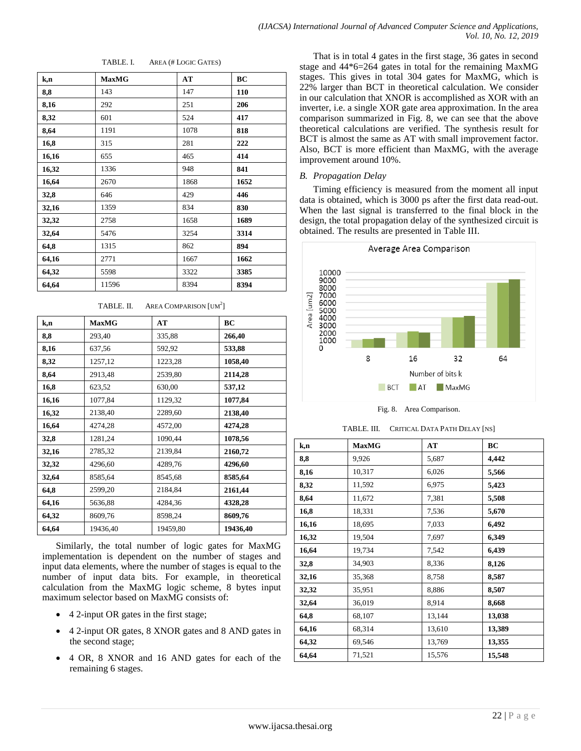TABLE. I. AREA (# LOGIC GATES)

| k,n | MaxMG | AT | BC |
|---|---|---|---|
| **8,8** | 143 | 147 | **110** |
| **8,16** | 292 | 251 | **206** |
| **8,32** | 601 | 524 | **417** |
| **8,64** | 1191 | 1078 | **818** |
| **16,8** | 315 | 281 | **222** |
| **16,16** | 655 | 465 | **414** |
| **16,32** | 1336 | 948 | **841** |
| **16,64** | 2670 | 1868 | **1652** |
| **32,8** | 646 | 429 | **446** |
| **32,16** | 1359 | 834 | **830** |
| **32,32** | 2758 | 1658 | **1689** |
| **32,64** | 5476 | 3254 | **3314** |
| **64,8** | 1315 | 862 | **894** |
| **64,16** | 2771 | 1667 | **1662** |
| **64,32** | 5598 | 3322 | **3385** |
| **64,64** | 11596 | 8394 | **8394** |

TABLE. II. AREA COMPARISON [$UM^2$]

| k,n | MaxMG | AT | BC |
|---|---|---|---|
| **8,8** | 293,40 | 335,88 | **266,40** |
| **8,16** | 637,56 | 592,92 | **533,88** |
| **8,32** | 1257,12 | 1223,28 | **1058,40** |
| **8,64** | 2913,48 | 2539,80 | **2114,28** |
| **16,8** | 623,52 | 630,00 | **537,12** |
| **16,16** | 1077,84 | 1129,32 | **1077,84** |
| **16,32** | 2138,40 | 2289,60 | **2138,40** |
| **16,64** | 4274,28 | 4572,00 | **4274,28** |
| **32,8** | 1281,24 | 1090,44 | **1078,56** |
| **32,16** | 2785,32 | 2139,84 | **2160,72** |
| **32,32** | 4296,60 | 4289,76 | **4296,60** |
| **32,64** | 8585,64 | 8545,68 | **8585,64** |
| **64,8** | 2599,20 | 2184,84 | **2161,44** |
| **64,16** | 5636,88 | 4284,36 | **4328,28** |
| **64,32** | 8609,76 | 8598,24 | **8609,76** |
| **64,64** | 19436,40 | 19459,80 | **19436,40** |

Similarly, the total number of logic gates for MaxMG implementation is dependent on the number of stages and input data elements, where the number of stages is equal to the number of input data bits. For example, in theoretical calculation from the MaxMG logic scheme, 8 bytes input maximum selector based on MaxMG consists of:

- 4 2-input OR gates in the first stage;
- 4 2-input OR gates, 8 XNOR gates and 8 AND gates in the second stage;
- 4 OR, 8 XNOR and 16 AND gates for each of the remaining 6 stages.

That is in total 4 gates in the first stage, 36 gates in second stage and 44*6=264 gates in total for the remaining MaxMG stages. This gives in total 304 gates for MaxMG, which is 22% larger than BCT in theoretical calculation. We consider in our calculation that XNOR is accomplished as XOR with an inverter, i.e. a single XOR gate area approximation. In the area comparison summarized in Fig. 8, we can see that the above theoretical calculations are verified. The synthesis result for BCT is almost the same as AT with small improvement factor. Also, BCT is more efficient than MaxMG, with the average improvement around 10%.

### *B. Propagation Delay*

Timing efficiency is measured from the moment all input data is obtained, which is 3000 ps after the first data read-out. When the last signal is transferred to the final block in the design, the total propagation delay of the synthesized circuit is obtained. The results are presented in Table III.

Average Area Comparison

Area [um2]

10000
9000
8000
7000
6000
5000
4000
3000
2000
1000
0

8
16
32
64

Number of bits k

BCT AT MaxMG

Fig. 8. Area Comparison.

TABLE. III. CRITICAL DATA PATH DELAY [NS]

| k,n | MaxMG | AT | BC |
|---|---|---|---|
| **8,8** | 9,926 | 5,687 | **4,442** |
| **8,16** | 10,317 | 6,026 | **5,566** |
| **8,32** | 11,592 | 6,975 | **5,423** |
| **8,64** | 11,672 | 7,381 | **5,508** |
| **16,8** | 18,331 | 7,536 | **5,670** |
| **16,16** | 18,695 | 7,033 | **6,492** |
| **16,32** | 19,504 | 7,697 | **6,349** |
| **16,64** | 19,734 | 7,542 | **6,439** |
| **32,8** | 34,903 | 8,336 | **8,126** |
| **32,16** | 35,368 | 8,758 | **8,587** |
| **32,32** | 35,951 | 8,886 | **8,507** |
| **32,64** | 36,019 | 8,914 | **8,668** |
| **64,8** | 68,107 | 13,144 | **13,038** |
| **64,16** | 68,314 | 13,610 | **13,389** |
| **64,32** | 69,546 | 13,769 | **13,355** |
| **64,64** | 71,521 | 15,576 | **15,548** |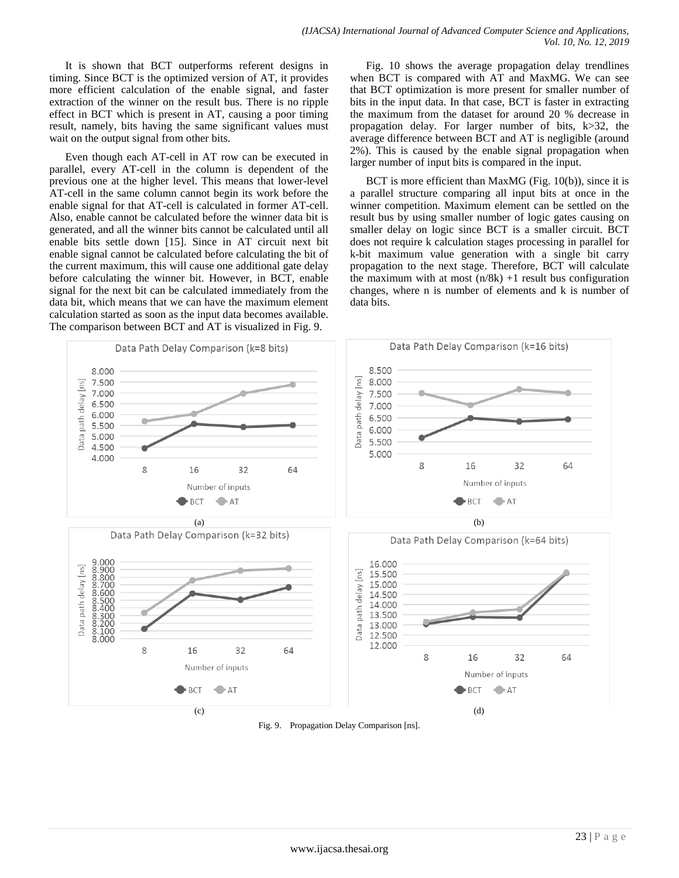It is shown that BCT outperforms referent designs in timing. Since BCT is the optimized version of AT, it provides more efficient calculation of the enable signal, and faster extraction of the winner on the result bus. There is no ripple effect in BCT which is present in AT, causing a poor timing result, namely, bits having the same significant values must wait on the output signal from other bits.

Even though each AT-cell in AT row can be executed in parallel, every AT-cell in the column is dependent of the previous one at the higher level. This means that lower-level AT-cell in the same column cannot begin its work before the enable signal for that AT-cell is calculated in former AT-cell. Also, enable cannot be calculated before the winner data bit is generated, and all the winner bits cannot be calculated until all enable bits settle down [15]. Since in AT circuit next bit enable signal cannot be calculated before calculating the bit of the current maximum, this will cause one additional gate delay before calculating the winner bit. However, in BCT, enable signal for the next bit can be calculated immediately from the data bit, which means that we can have the maximum element calculation started as soon as the input data becomes available. The comparison between BCT and AT is visualized in Fig. 9.

Fig. 10 shows the average propagation delay trendlines when BCT is compared with AT and MaxMG. We can see that BCT optimization is more present for smaller number of bits in the input data. In that case, BCT is faster in extracting the maximum from the dataset for around 20 % decrease in propagation delay. For larger number of bits, k>32, the average difference between BCT and AT is negligible (around 2%). This is caused by the enable signal propagation when larger number of input bits is compared in the input.

BCT is more efficient than MaxMG (Fig. 10(b)), since it is a parallel structure comparing all input bits at once in the winner competition. Maximum element can be settled on the result bus by using smaller number of logic gates causing on smaller delay on logic since BCT is a smaller circuit. BCT does not require k calculation stages processing in parallel for k-bit maximum value generation with a single bit carry propagation to the next stage. Therefore, BCT will calculate the maximum with at most (n/8k) +1 result bus configuration changes, where n is number of elements and k is number of data bits.

Data Path Delay Comparison (k=8 bits)
Data path delay [ns]
8.000
7.500
7.000
6.500
6.000
5.500
5.000
4.500
4.000
8 16 32 64
Number of inputs
BCT AT

(a)

Data Path Delay Comparison (k=16 bits)
Data path delay [ns]
8.500
8.000
7.500
7.000
6.500
6.000
5.500
5.000
8 16 32 64
Number of inputs
BCT AT

(b)

Data Path Delay Comparison (k=32 bits)
Data path delay [ns]
9.000
8.900
8.800
8.700
8.600
8.500
8.400
8.300
8.200
8.100
8.000
8 16 32 64
Number of inputs
BCT AT

(c)

Data Path Delay Comparison (k=64 bits)
Data path delay [ns]
16.000
15.500
15.000
14.500
14.000
13.500
13.000
12.500
12.000
8 16 32 64
Number of inputs
BCT AT

(d)

Fig. 9. Propagation Delay Comparison [ns].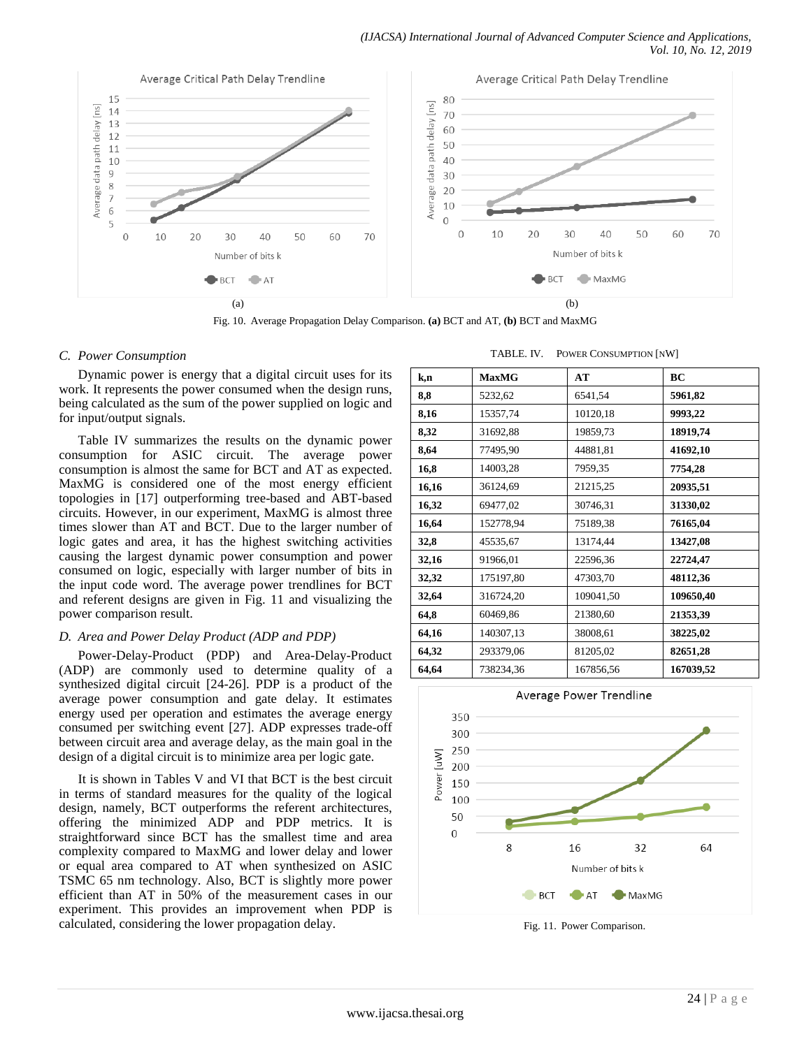Average Critical Path Delay Trendline

Average data path delay [ns]

15
14
13
12
11
10
9
8
7
6
5

0 10 20 30 40 50 60 70

Number of bits k

BCT AT

(a)

Average Critical Path Delay Trendline

Average data path delay [ns]

80
70
60
50
40
30
20
10
0

0 10 20 30 40 50 60 70

Number of bits k

BCT MaxMG

(b)

Fig. 10. Average Propagation Delay Comparison. **(a)** BCT and AT, **(b)** BCT and MaxMG

### *C. Power Consumption*

Dynamic power is energy that a digital circuit uses for its work. It represents the power consumed when the design runs, being calculated as the sum of the power supplied on logic and for input/output signals.

Table IV summarizes the results on the dynamic power consumption for ASIC circuit. The average power consumption is almost the same for BCT and AT as expected. MaxMG is considered one of the most energy efficient topologies in [17] outperforming tree-based and ABT-based circuits. However, in our experiment, MaxMG is almost three times slower than AT and BCT. Due to the larger number of logic gates and area, it has the highest switching activities causing the largest dynamic power consumption and power consumed on logic, especially with larger number of bits in the input code word. The average power trendlines for BCT and referent designs are given in Fig. 11 and visualizing the power comparison result.

TABLE. IV. POWER CONSUMPTION [NW]

| **k,n** | **MaxMG** | **AT** | **BC** |
|---|---|---|---|
| **8,8** | 5232,62 | 6541,54 | **5961,82** |
| **8,16** | 15357,74 | 10120,18 | **9993,22** |
| **8,32** | 31692,88 | 19859,73 | **18919,74** |
| **8,64** | 77495,90 | 44881,81 | **41692,10** |
| **16,8** | 14003,28 | 7959,35 | **7754,28** |
| **16,16** | 36124,69 | 21215,25 | **20935,51** |
| **16,32** | 69477,02 | 30746,31 | **31330,02** |
| **16,64** | 152778,94 | 75189,38 | **76165,04** |
| **32,8** | 45535,67 | 13174,44 | **13427,08** |
| **32,16** | 91966,01 | 22596,36 | **22724,47** |
| **32,32** | 175197,80 | 47303,70 | **48112,36** |
| **32,64** | 316724,20 | 109041,50 | **109650,40** |
| **64,8** | 60469,86 | 21380,60 | **21353,39** |
| **64,16** | 140307,13 | 38008,61 | **38225,02** |
| **64,32** | 293379,06 | 81205,02 | **82651,28** |
| **64,64** | 738234,36 | 167856,56 | **167039,52** |

Average Power Trendline

Power [uW]

350
300
250
200
150
100
50
0

8 16 32 64

Number of bits k

BCT AT MaxMG

Fig. 11. Power Comparison.

### *D. Area and Power Delay Product (ADP and PDP)*

Power-Delay-Product (PDP) and Area-Delay-Product (ADP) are commonly used to determine quality of a synthesized digital circuit [24-26]. PDP is a product of the average power consumption and gate delay. It estimates energy used per operation and estimates the average energy consumed per switching event [27]. ADP expresses trade-off between circuit area and average delay, as the main goal in the design of a digital circuit is to minimize area per logic gate.

It is shown in Tables V and VI that BCT is the best circuit in terms of standard measures for the quality of the logical design, namely, BCT outperforms the referent architectures, offering the minimized ADP and PDP metrics. It is straightforward since BCT has the smallest time and area complexity compared to MaxMG and lower delay and lower or equal area compared to AT when synthesized on ASIC TSMC 65 nm technology. Also, BCT is slightly more power efficient than AT in 50% of the measurement cases in our experiment. This provides an improvement when PDP is calculated, considering the lower propagation delay.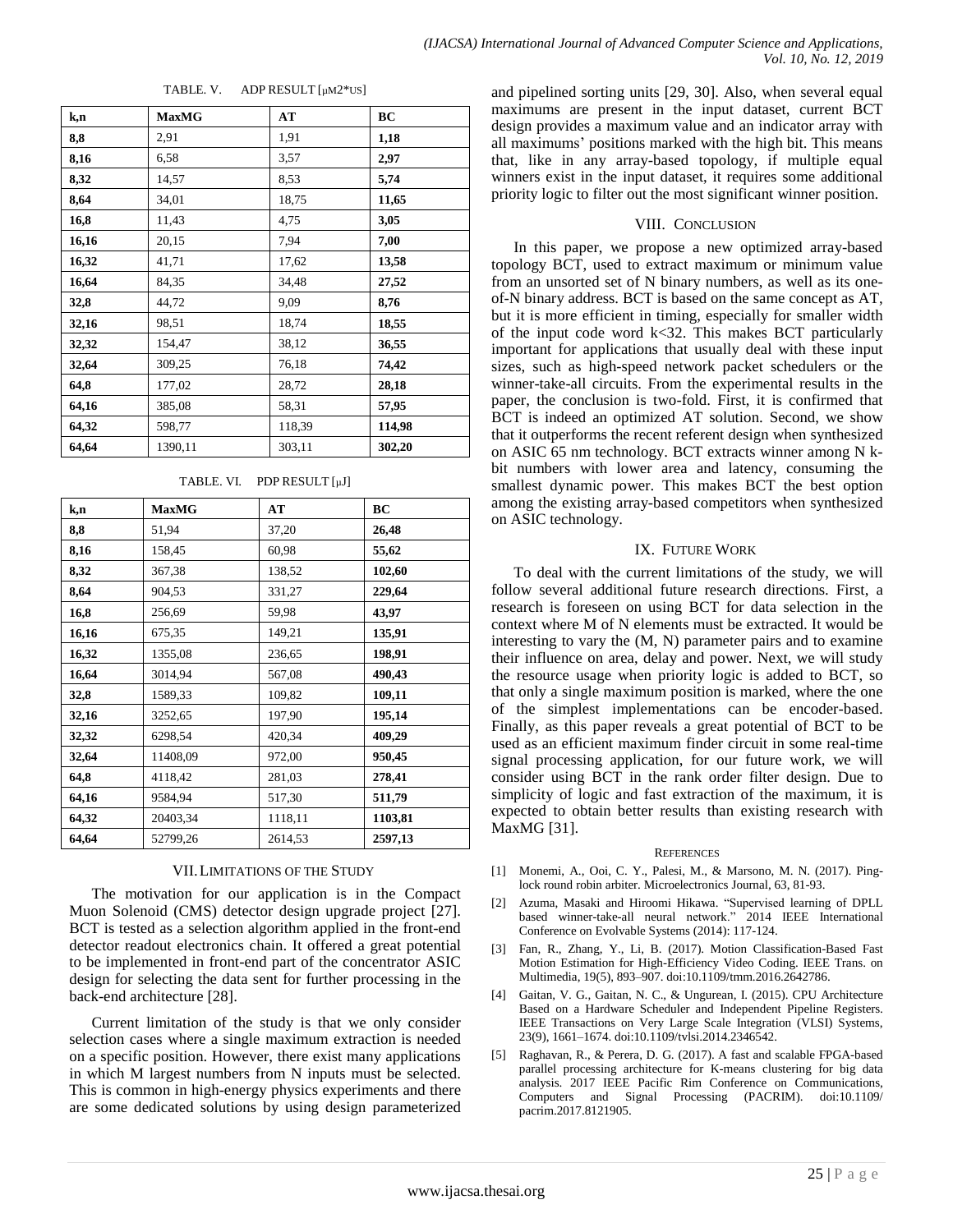TABLE. V. ADP RESULT [μM2*US]

| k,n | MaxMG | AT | BC |
|---|---|---|---|
| **8,8** | 2,91 | 1,91 | **1,18** |
| **8,16** | 6,58 | 3,57 | **2,97** |
| **8,32** | 14,57 | 8,53 | **5,74** |
| **8,64** | 34,01 | 18,75 | **11,65** |
| **16,8** | 11,43 | 4,75 | **3,05** |
| **16,16** | 20,15 | 7,94 | **7,00** |
| **16,32** | 41,71 | 17,62 | **13,58** |
| **16,64** | 84,35 | 34,48 | **27,52** |
| **32,8** | 44,72 | 9,09 | **8,76** |
| **32,16** | 98,51 | 18,74 | **18,55** |
| **32,32** | 154,47 | 38,12 | **36,55** |
| **32,64** | 309,25 | 76,18 | **74,42** |
| **64,8** | 177,02 | 28,72 | **28,18** |
| **64,16** | 385,08 | 58,31 | **57,95** |
| **64,32** | 598,77 | 118,39 | **114,98** |
| **64,64** | 1390,11 | 303,11 | **302,20** |

TABLE. VI. PDP RESULT [pJ]

| k,n | MaxMG | AT | BC |
|---|---|---|---|
| **8,8** | 51,94 | 37,20 | **26,48** |
| **8,16** | 158,45 | 60,98 | **55,62** |
| **8,32** | 367,38 | 138,52 | **102,60** |
| **8,64** | 904,53 | 331,27 | **229,64** |
| **16,8** | 256,69 | 59,98 | **43,97** |
| **16,16** | 675,35 | 149,21 | **135,91** |
| **16,32** | 1355,08 | 236,65 | **198,91** |
| **16,64** | 3014,94 | 567,08 | **490,43** |
| **32,8** | 1589,33 | 109,82 | **109,11** |
| **32,16** | 3252,65 | 197,90 | **195,14** |
| **32,32** | 6298,54 | 420,34 | **409,29** |
| **32,64** | 11408,09 | 972,00 | **950,45** |
| **64,8** | 4118,42 | 281,03 | **278,41** |
| **64,16** | 9584,94 | 517,30 | **511,79** |
| **64,32** | 20403,34 | 1118,11 | **1103,81** |
| **64,64** | 52799,26 | 2614,53 | **2597,13** |

## VII. Limitations of the Study

The motivation for our application is in the Compact Muon Solenoid (CMS) detector design upgrade project [27]. BCT is tested as a selection algorithm applied in the front-end detector readout electronics chain. It offered a great potential to be implemented in front-end part of the concentrator ASIC design for selecting the data sent for further processing in the back-end architecture [28].

Current limitation of the study is that we only consider selection cases where a single maximum extraction is needed on a specific position. However, there exist many applications in which M largest numbers from N inputs must be selected. This is common in high-energy physics experiments and there are some dedicated solutions by using design parameterized and pipelined sorting units [29, 30]. Also, when several equal maximums are present in the input dataset, current BCT design provides a maximum value and an indicator array with all maximums' positions marked with the high bit. This means that, like in any array-based topology, if multiple equal winners exist in the input dataset, it requires some additional priority logic to filter out the most significant winner position.

## VIII. Conclusion

In this paper, we propose a new optimized array-based topology BCT, used to extract maximum or minimum value from an unsorted set of N binary numbers, as well as its one-of-N binary address. BCT is based on the same concept as AT, but it is more efficient in timing, especially for smaller width of the input code word k<32. This makes BCT particularly important for applications that usually deal with these input sizes, such as high-speed network packet schedulers or the winner-take-all circuits. From the experimental results in the paper, the conclusion is two-fold. First, it is confirmed that BCT is indeed an optimized AT solution. Second, we show that it outperforms the recent referent design when synthesized on ASIC 65 nm technology. BCT extracts winner among N k-bit numbers with lower area and latency, consuming the smallest dynamic power. This makes BCT the best option among the existing array-based competitors when synthesized on ASIC technology.

## IX. Future Work

To deal with the current limitations of the study, we will follow several additional future research directions. First, a research is foreseen on using BCT for data selection in the context where M of N elements must be extracted. It would be interesting to vary the (M, N) parameter pairs and to examine their influence on area, delay and power. Next, we will study the resource usage when priority logic is added to BCT, so that only a single maximum position is marked, where the one of the simplest implementations can be encoder-based. Finally, as this paper reveals a great potential of BCT to be used as an efficient maximum finder circuit in some real-time signal processing application, for our future work, we will consider using BCT in the rank order filter design. Due to simplicity of logic and fast extraction of the maximum, it is expected to obtain better results than existing research with MaxMG [31].

## References

[1] Monemi, A., Ooi, C. Y., Palesi, M., & Marsono, M. N. (2017). Ping-lock round robin arbiter. Microelectronics Journal, 63, 81-93.

[2] Azuma, Masaki and Hiroomi Hikawa. "Supervised learning of DPLL based winner-take-all neural network." 2014 IEEE International Conference on Evolvable Systems (2014): 117-124.

[3] Fan, R., Zhang, Y., Li, B. (2017). Motion Classification-Based Fast Motion Estimation for High-Efficiency Video Coding. IEEE Trans. on Multimedia, 19(5), 893–907. doi:10.1109/tmm.2016.2642786.

[4] Gaitan, V. G., Gaitan, N. C., & Ungurean, I. (2015). CPU Architecture Based on a Hardware Scheduler and Independent Pipeline Registers. IEEE Transactions on Very Large Scale Integration (VLSI) Systems, 23(9), 1661–1674. doi:10.1109/tvlsi.2014.2346542.

[5] Raghavan, R., & Perera, D. G. (2017). A fast and scalable FPGA-based parallel processing architecture for K-means clustering for big data analysis. 2017 IEEE Pacific Rim Conference on Communications, Computers and Signal Processing (PACRIM). doi:10.1109/pacrim.2017.8121905.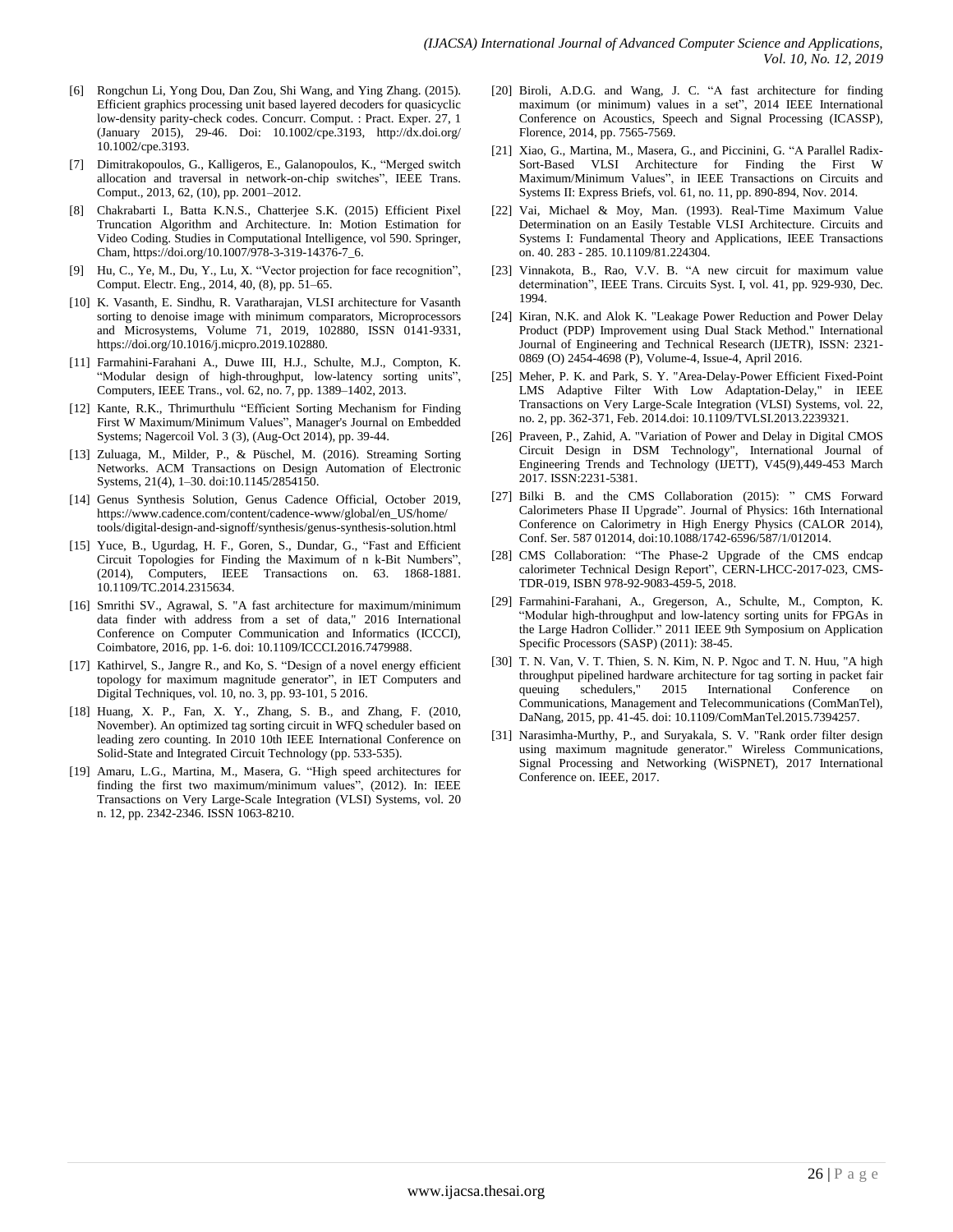[6] Rongchun Li, Yong Dou, Dan Zou, Shi Wang, and Ying Zhang. (2015). Efficient graphics processing unit based layered decoders for quasicyclic low-density parity-check codes. Concurr. Comput. : Pract. Exper. 27, 1 (January 2015), 29-46. Doi: 10.1002/cpe.3193, http://dx.doi.org/ 10.1002/cpe.3193.

[7] Dimitrakopoulos, G., Kalligeros, E., Galanopoulos, K., "Merged switch allocation and traversal in network-on-chip switches", IEEE Trans. Comput., 2013, 62, (10), pp. 2001–2012.

[8] Chakrabarti I., Batta K.N.S., Chatterjee S.K. (2015) Efficient Pixel Truncation Algorithm and Architecture. In: Motion Estimation for Video Coding. Studies in Computational Intelligence, vol 590. Springer, Cham, https://doi.org/10.1007/978-3-319-14376-7_6.

[9] Hu, C., Ye, M., Du, Y., Lu, X. "Vector projection for face recognition", Comput. Electr. Eng., 2014, 40, (8), pp. 51–65.

[10] K. Vasanth, E. Sindhu, R. Varatharajan, VLSI architecture for Vasanth sorting to denoise image with minimum comparators, Microprocessors and Microsystems, Volume 71, 2019, 102880, ISSN 0141-9331, https://doi.org/10.1016/j.micpro.2019.102880.

[11] Farmahini-Farahani A., Duwe III, H.J., Schulte, M.J., Compton, K. "Modular design of high-throughput, low-latency sorting units", Computers, IEEE Trans., vol. 62, no. 7, pp. 1389–1402, 2013.

[12] Kante, R.K., Thrimurthulu "Efficient Sorting Mechanism for Finding First W Maximum/Minimum Values", Manager's Journal on Embedded Systems; Nagercoil Vol. 3 (3), (Aug-Oct 2014), pp. 39-44.

[13] Zuluaga, M., Milder, P., & Püschel, M. (2016). Streaming Sorting Networks. ACM Transactions on Design Automation of Electronic Systems, 21(4), 1–30. doi:10.1145/2854150.

[14] Genus Synthesis Solution, Genus Cadence Official, October 2019, https://www.cadence.com/content/cadence-www/global/en_US/home/ tools/digital-design-and-signoff/synthesis/genus-synthesis-solution.html

[15] Yuce, B., Ugurdag, H. F., Goren, S., Dundar, G., "Fast and Efficient Circuit Topologies for Finding the Maximum of n k-Bit Numbers", (2014), Computers, IEEE Transactions on. 63. 1868-1881. 10.1109/TC.2014.2315634.

[16] Smrithi SV., Agrawal, S. "A fast architecture for maximum/minimum data finder with address from a set of data," 2016 International Conference on Computer Communication and Informatics (ICCCI), Coimbatore, 2016, pp. 1-6. doi: 10.1109/ICCCI.2016.7479988.

[17] Kathirvel, S., Jangre R., and Ko, S. "Design of a novel energy efficient topology for maximum magnitude generator", in IET Computers and Digital Techniques, vol. 10, no. 3, pp. 93-101, 5 2016.

[18] Huang, X. P., Fan, X. Y., Zhang, S. B., and Zhang, F. (2010, November). An optimized tag sorting circuit in WFQ scheduler based on leading zero counting. In 2010 10th IEEE International Conference on Solid-State and Integrated Circuit Technology (pp. 533-535).

[19] Amaru, L.G., Martina, M., Masera, G. "High speed architectures for finding the first two maximum/minimum values", (2012). In: IEEE Transactions on Very Large-Scale Integration (VLSI) Systems, vol. 20 n. 12, pp. 2342-2346. ISSN 1063-8210.

[20] Biroli, A.D.G. and Wang, J. C. "A fast architecture for finding maximum (or minimum) values in a set", 2014 IEEE International Conference on Acoustics, Speech and Signal Processing (ICASSP), Florence, 2014, pp. 7565-7569.

[21] Xiao, G., Martina, M., Masera, G., and Piccinini, G. "A Parallel Radix-Sort-Based VLSI Architecture for Finding the First W Maximum/Minimum Values", in IEEE Transactions on Circuits and Systems II: Express Briefs, vol. 61, no. 11, pp. 890-894, Nov. 2014.

[22] Vai, Michael & Moy, Man. (1993). Real-Time Maximum Value Determination on an Easily Testable VLSI Architecture. Circuits and Systems I: Fundamental Theory and Applications, IEEE Transactions on. 40. 283 - 285. 10.1109/81.224304.

[23] Vinnakota, B., Rao, V.V. B. "A new circuit for maximum value determination", IEEE Trans. Circuits Syst. I, vol. 41, pp. 929-930, Dec. 1994.

[24] Kiran, N.K. and Alok K. "Leakage Power Reduction and Power Delay Product (PDP) Improvement using Dual Stack Method." International Journal of Engineering and Technical Research (IJETR), ISSN: 2321-0869 (O) 2454-4698 (P), Volume-4, Issue-4, April 2016.

[25] Meher, P. K. and Park, S. Y. "Area-Delay-Power Efficient Fixed-Point LMS Adaptive Filter With Low Adaptation-Delay," in IEEE Transactions on Very Large-Scale Integration (VLSI) Systems, vol. 22, no. 2, pp. 362-371, Feb. 2014.doi: 10.1109/TVLSI.2013.2239321.

[26] Praveen, P., Zahid, A. "Variation of Power and Delay in Digital CMOS Circuit Design in DSM Technology", International Journal of Engineering Trends and Technology (IJETT), V45(9),449-453 March 2017. ISSN:2231-5381.

[27] Bilki B. and the CMS Collaboration (2015): " CMS Forward Calorimeters Phase II Upgrade". Journal of Physics: 16th International Conference on Calorimetry in High Energy Physics (CALOR 2014), Conf. Ser. 587 012014, doi:10.1088/1742-6596/587/1/012014.

[28] CMS Collaboration: "The Phase-2 Upgrade of the CMS endcap calorimeter Technical Design Report", CERN-LHCC-2017-023, CMS-TDR-019, ISBN 978-92-9083-459-5, 2018.

[29] Farmahini-Farahani, A., Gregerson, A., Schulte, M., Compton, K. "Modular high-throughput and low-latency sorting units for FPGAs in the Large Hadron Collider." 2011 IEEE 9th Symposium on Application Specific Processors (SASP) (2011): 38-45.

[30] T. N. Van, V. T. Thien, S. N. Kim, N. P. Ngoc and T. N. Huu, "A high throughput pipelined hardware architecture for tag sorting in packet fair queuing schedulers," 2015 International Conference on Communications, Management and Telecommunications (ComManTel), DaNang, 2015, pp. 41-45. doi: 10.1109/ComManTel.2015.7394257.

[31] Narasimha-Murthy, P., and Suryakala, S. V. "Rank order filter design using maximum magnitude generator." Wireless Communications, Signal Processing and Networking (WiSPNET), 2017 International Conference on. IEEE, 2017.